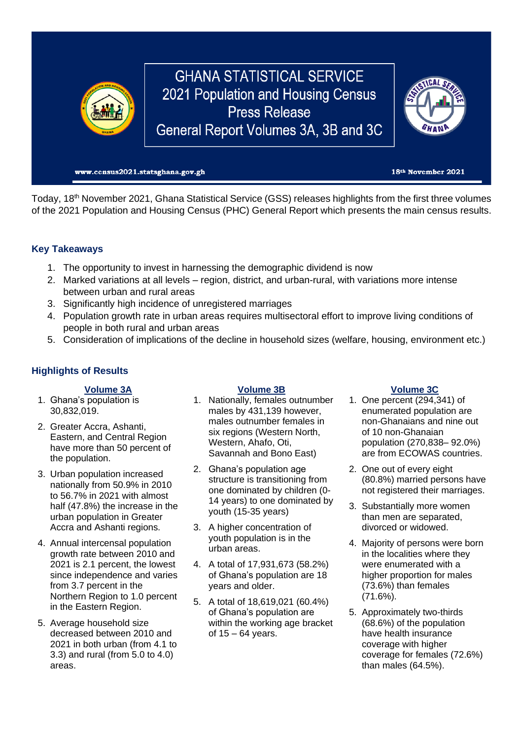# GHANA STATISTICAL SERVICE
## 2021 Population and Housing Census Press Release
## General Report Volumes 3A, 3B and 3C

www.census2021.statsghana.gov.gh

18th November 2021

Today, 18th November 2021, Ghana Statistical Service (GSS) releases highlights from the first three volumes of the 2021 Population and Housing Census (PHC) General Report which presents the main census results.

### Key Takeaways

1. The opportunity to invest in harnessing the demographic dividend is now
2. Marked variations at all levels – region, district, and urban-rural, with variations more intense between urban and rural areas
3. Significantly high incidence of unregistered marriages
4. Population growth rate in urban areas requires multisectoral effort to improve living conditions of people in both rural and urban areas
5. Consideration of implications of the decline in household sizes (welfare, housing, environment etc.)

### Highlights of Results

#### Volume 3A

1. Ghana's population is 30,832,019.
2. Greater Accra, Ashanti, Eastern, and Central Region have more than 50 percent of the population.
3. Urban population increased nationally from 50.9% in 2010 to 56.7% in 2021 with almost half (47.8%) the increase in the urban population in Greater Accra and Ashanti regions.
4. Annual intercensal population growth rate between 2010 and 2021 is 2.1 percent, the lowest since independence and varies from 3.7 percent in the Northern Region to 1.0 percent in the Eastern Region.
5. Average household size decreased between 2010 and 2021 in both urban (from 4.1 to 3.3) and rural (from 5.0 to 4.0) areas.

#### Volume 3B

1. Nationally, females outnumber males by 431,139 however, males outnumber females in six regions (Western North, Western, Ahafo, Oti, Savannah and Bono East)
2. Ghana's population age structure is transitioning from one dominated by children (0-14 years) to one dominated by youth (15-35 years)
3. A higher concentration of youth population is in the urban areas.
4. A total of 17,931,673 (58.2%) of Ghana's population are 18 years and older.
5. A total of 18,619,021 (60.4%) of Ghana's population are within the working age bracket of 15 – 64 years.

#### Volume 3C

1. One percent (294,341) of enumerated population are non-Ghanaians and nine out of 10 non-Ghanaian population (270,838– 92.0%) are from ECOWAS countries.
2. One out of every eight (80.8%) married persons have not registered their marriages.
3. Substantially more women than men are separated, divorced or widowed.
4. Majority of persons were born in the localities where they were enumerated with a higher proportion for males (73.6%) than females (71.6%).
5. Approximately two-thirds (68.6%) of the population have health insurance coverage with higher coverage for females (72.6%) than males (64.5%).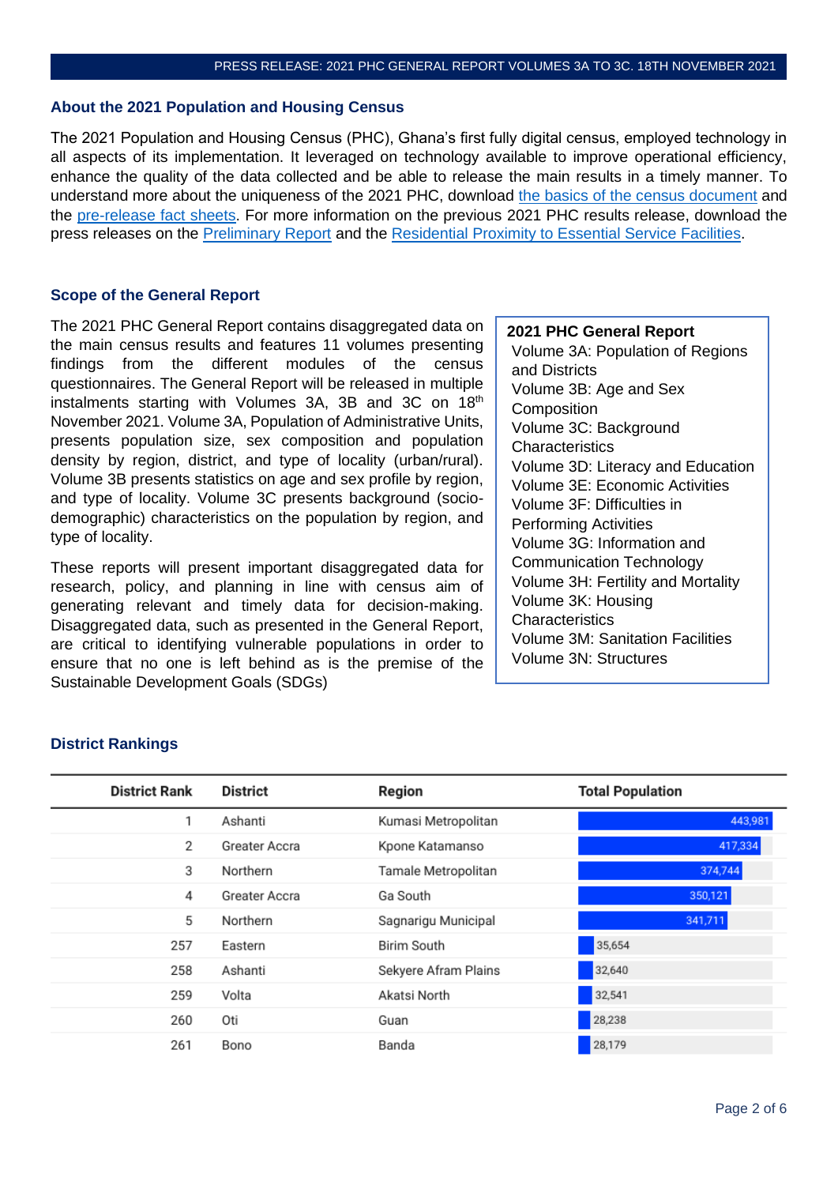## About the 2021 Population and Housing Census

The 2021 Population and Housing Census (PHC), Ghana's first fully digital census, employed technology in all aspects of its implementation. It leveraged on technology available to improve operational efficiency, enhance the quality of the data collected and be able to release the main results in a timely manner. To understand more about the uniqueness of the 2021 PHC, download [the basics of the census document]() and the [pre-release fact sheets](). For more information on the previous 2021 PHC results release, download the press releases on the [Preliminary Report]() and the [Residential Proximity to Essential Service Facilities]().

## Scope of the General Report

The 2021 PHC General Report contains disaggregated data on the main census results and features 11 volumes presenting findings from the different modules of the census questionnaires. The General Report will be released in multiple instalments starting with Volumes 3A, 3B and 3C on 18th November 2021. Volume 3A, Population of Administrative Units, presents population size, sex composition and population density by region, district, and type of locality (urban/rural). Volume 3B presents statistics on age and sex profile by region, and type of locality. Volume 3C presents background (socio-demographic) characteristics on the population by region, and type of locality.

These reports will present important disaggregated data for research, policy, and planning in line with census aim of generating relevant and timely data for decision-making. Disaggregated data, such as presented in the General Report, are critical to identifying vulnerable populations in order to ensure that no one is left behind as is the premise of the Sustainable Development Goals (SDGs)

**2021 PHC General Report**

- Volume 3A: Population of Regions and Districts
- Volume 3B: Age and Sex Composition
- Volume 3C: Background Characteristics
- Volume 3D: Literacy and Education
- Volume 3E: Economic Activities
- Volume 3F: Difficulties in Performing Activities
- Volume 3G: Information and Communication Technology
- Volume 3H: Fertility and Mortality
- Volume 3K: Housing Characteristics
- Volume 3M: Sanitation Facilities
- Volume 3N: Structures

## District Rankings

| District Rank | District | Region | Total Population |
|---|---|---|---|
| 1 | Ashanti | Kumasi Metropolitan | 443,981 |
| 2 | Greater Accra | Kpone Katamanso | 417,334 |
| 3 | Northern | Tamale Metropolitan | 374,744 |
| 4 | Greater Accra | Ga South | 350,121 |
| 5 | Northern | Sagnarigu Municipal | 341,711 |
| 257 | Eastern | Birim South | 35,654 |
| 258 | Ashanti | Sekyere Afram Plains | 32,640 |
| 259 | Volta | Akatsi North | 32,541 |
| 260 | Oti | Guan | 28,238 |
| 261 | Bono | Banda | 28,179 |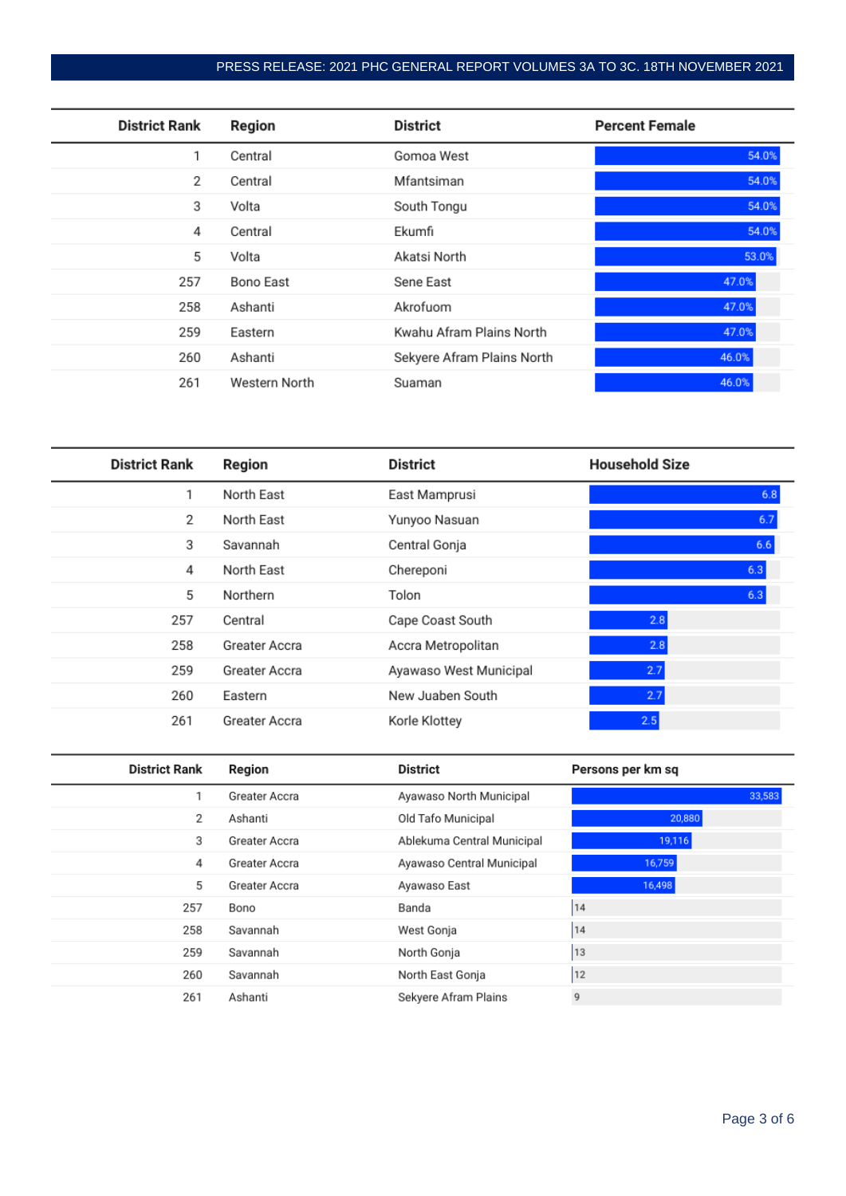| District Rank | Region | District | Percent Female |
|---|---|---|---|
| 1 | Central | Gomoa West | 54.0% |
| 2 | Central | Mfantsiman | 54.0% |
| 3 | Volta | South Tongu | 54.0% |
| 4 | Central | Ekumfi | 54.0% |
| 5 | Volta | Akatsi North | 53.0% |
| 257 | Bono East | Sene East | 47.0% |
| 258 | Ashanti | Akrofuom | 47.0% |
| 259 | Eastern | Kwahu Afram Plains North | 47.0% |
| 260 | Ashanti | Sekyere Afram Plains North | 46.0% |
| 261 | Western North | Suaman | 46.0% |

| District Rank | Region | District | Household Size |
|---|---|---|---|
| 1 | North East | East Mamprusi | 6.8 |
| 2 | North East | Yunyoo Nasuan | 6.7 |
| 3 | Savannah | Central Gonja | 6.6 |
| 4 | North East | Chereponi | 6.3 |
| 5 | Northern | Tolon | 6.3 |
| 257 | Central | Cape Coast South | 2.8 |
| 258 | Greater Accra | Accra Metropolitan | 2.8 |
| 259 | Greater Accra | Ayawaso West Municipal | 2.7 |
| 260 | Eastern | New Juaben South | 2.7 |
| 261 | Greater Accra | Korle Klottey | 2.5 |

| District Rank | Region | District | Persons per km sq |
|---|---|---|---|
| 1 | Greater Accra | Ayawaso North Municipal | 33,583 |
| 2 | Ashanti | Old Tafo Municipal | 20,880 |
| 3 | Greater Accra | Ablekuma Central Municipal | 19,116 |
| 4 | Greater Accra | Ayawaso Central Municipal | 16,759 |
| 5 | Greater Accra | Ayawaso East | 16,498 |
| 257 | Bono | Banda | 14 |
| 258 | Savannah | West Gonja | 14 |
| 259 | Savannah | North Gonja | 13 |
| 260 | Savannah | North East Gonja | 12 |
| 261 | Ashanti | Sekyere Afram Plains | 9 |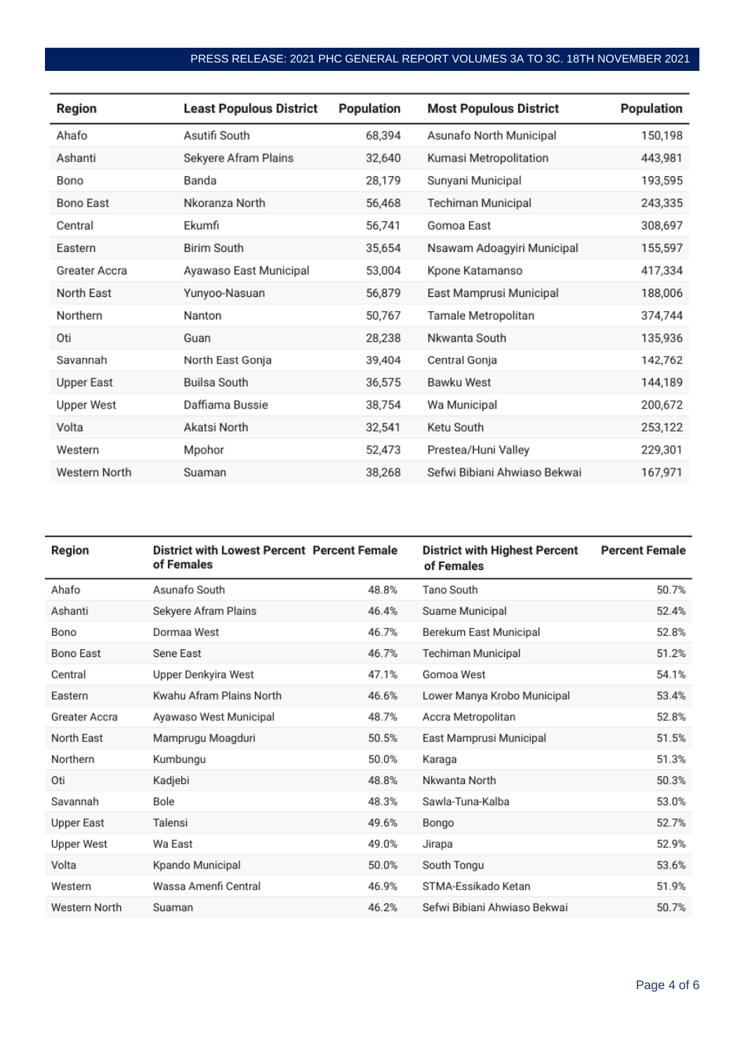| Region | Least Populous District | Population | Most Populous District | Population |
|---|---|---|---|---|
| Ahafo | Asutifi South | 68,394 | Asunafo North Municipal | 150,198 |
| Ashanti | Sekyere Afram Plains | 32,640 | Kumasi Metropolitation | 443,981 |
| Bono | Banda | 28,179 | Sunyani Municipal | 193,595 |
| Bono East | Nkoranza North | 56,468 | Techiman Municipal | 243,335 |
| Central | Ekumfi | 56,741 | Gomoa East | 308,697 |
| Eastern | Birim South | 35,654 | Nsawam Adoagyiri Municipal | 155,597 |
| Greater Accra | Ayawaso East Municipal | 53,004 | Kpone Katamanso | 417,334 |
| North East | Yunyoo-Nasuan | 56,879 | East Mamprusi Municipal | 188,006 |
| Northern | Nanton | 50,767 | Tamale Metropolitan | 374,744 |
| Oti | Guan | 28,238 | Nkwanta South | 135,936 |
| Savannah | North East Gonja | 39,404 | Central Gonja | 142,762 |
| Upper East | Builsa South | 36,575 | Bawku West | 144,189 |
| Upper West | Daffiama Bussie | 38,754 | Wa Municipal | 200,672 |
| Volta | Akatsi North | 32,541 | Ketu South | 253,122 |
| Western | Mpohor | 52,473 | Prestea/Huni Valley | 229,301 |
| Western North | Suaman | 38,268 | Sefwi Bibiani Ahwiaso Bekwai | 167,971 |

| Region | District with Lowest Percent of Females | Percent Female | District with Highest Percent of Females | Percent Female |
|---|---|---|---|---|
| Ahafo | Asunafo South | 48.8% | Tano South | 50.7% |
| Ashanti | Sekyere Afram Plains | 46.4% | Suame Municipal | 52.4% |
| Bono | Dormaa West | 46.7% | Berekum East Municipal | 52.8% |
| Bono East | Sene East | 46.7% | Techiman Municipal | 51.2% |
| Central | Upper Denkyira West | 47.1% | Gomoa West | 54.1% |
| Eastern | Kwahu Afram Plains North | 46.6% | Lower Manya Krobo Municipal | 53.4% |
| Greater Accra | Ayawaso West Municipal | 48.7% | Accra Metropolitan | 52.8% |
| North East | Mamprugu Moagduri | 50.5% | East Mamprusi Municipal | 51.5% |
| Northern | Kumbungu | 50.0% | Karaga | 51.3% |
| Oti | Kadjebi | 48.8% | Nkwanta North | 50.3% |
| Savannah | Bole | 48.3% | Sawla-Tuna-Kalba | 53.0% |
| Upper East | Talensi | 49.6% | Bongo | 52.7% |
| Upper West | Wa East | 49.0% | Jirapa | 52.9% |
| Volta | Kpando Municipal | 50.0% | South Tongu | 53.6% |
| Western | Wassa Amenfi Central | 46.9% | STMA-Essikado Ketan | 51.9% |
| Western North | Suaman | 46.2% | Sefwi Bibiani Ahwiaso Bekwai | 50.7% |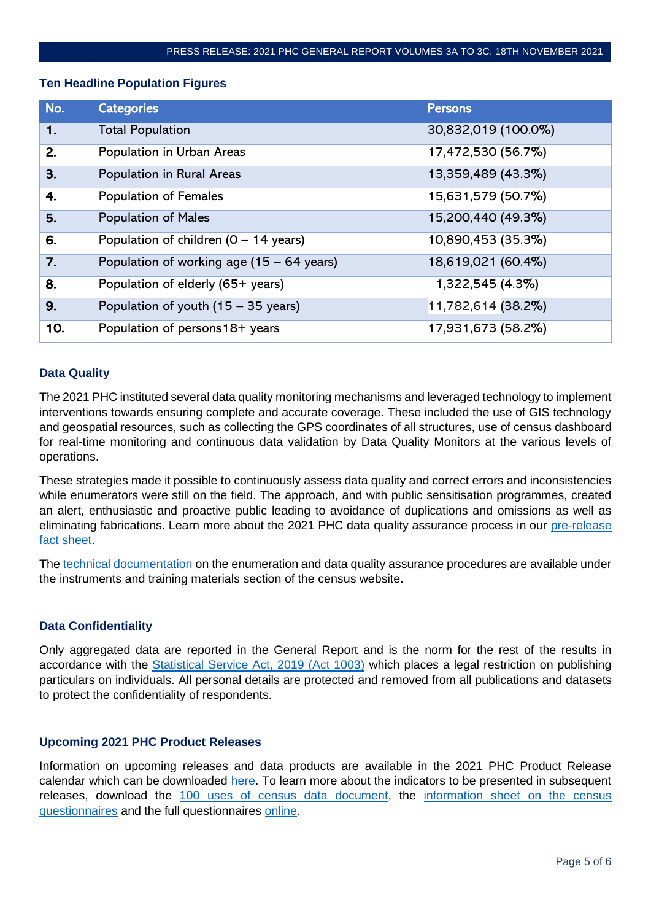## Ten Headline Population Figures

| No. | Categories | Persons |
|---|---|---|
| 1. | Total Population | 30,832,019 (100.0%) |
| 2. | Population in Urban Areas | 17,472,530 (56.7%) |
| 3. | Population in Rural Areas | 13,359,489 (43.3%) |
| 4. | Population of Females | 15,631,579 (50.7%) |
| 5. | Population of Males | 15,200,440 (49.3%) |
| 6. | Population of children (0 – 14 years) | 10,890,453 (35.3%) |
| 7. | Population of working age (15 – 64 years) | 18,619,021 (60.4%) |
| 8. | Population of elderly (65+ years) | 1,322,545 (4.3%) |
| 9. | Population of youth (15 – 35 years) | 11,782,614 (38.2%) |
| 10. | Population of persons18+ years | 17,931,673 (58.2%) |

## Data Quality

The 2021 PHC instituted several data quality monitoring mechanisms and leveraged technology to implement interventions towards ensuring complete and accurate coverage. These included the use of GIS technology and geospatial resources, such as collecting the GPS coordinates of all structures, use of census dashboard for real-time monitoring and continuous data validation by Data Quality Monitors at the various levels of operations.

These strategies made it possible to continuously assess data quality and correct errors and inconsistencies while enumerators were still on the field. The approach, and with public sensitisation programmes, created an alert, enthusiastic and proactive public leading to avoidance of duplications and omissions as well as eliminating fabrications. Learn more about the 2021 PHC data quality assurance process in our pre-release fact sheet.

The technical documentation on the enumeration and data quality assurance procedures are available under the instruments and training materials section of the census website.

## Data Confidentiality

Only aggregated data are reported in the General Report and is the norm for the rest of the results in accordance with the Statistical Service Act, 2019 (Act 1003) which places a legal restriction on publishing particulars on individuals. All personal details are protected and removed from all publications and datasets to protect the confidentiality of respondents.

## Upcoming 2021 PHC Product Releases

Information on upcoming releases and data products are available in the 2021 PHC Product Release calendar which can be downloaded here. To learn more about the indicators to be presented in subsequent releases, download the 100 uses of census data document, the information sheet on the census questionnaires and the full questionnaires online.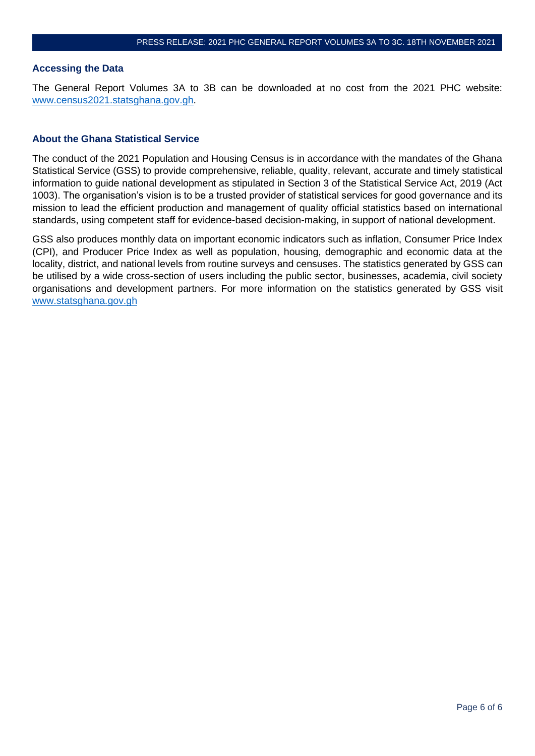## Accessing the Data

The General Report Volumes 3A to 3B can be downloaded at no cost from the 2021 PHC website: www.census2021.statsghana.gov.gh.

## About the Ghana Statistical Service

The conduct of the 2021 Population and Housing Census is in accordance with the mandates of the Ghana Statistical Service (GSS) to provide comprehensive, reliable, quality, relevant, accurate and timely statistical information to guide national development as stipulated in Section 3 of the Statistical Service Act, 2019 (Act 1003). The organisation's vision is to be a trusted provider of statistical services for good governance and its mission to lead the efficient production and management of quality official statistics based on international standards, using competent staff for evidence-based decision-making, in support of national development.

GSS also produces monthly data on important economic indicators such as inflation, Consumer Price Index (CPI), and Producer Price Index as well as population, housing, demographic and economic data at the locality, district, and national levels from routine surveys and censuses. The statistics generated by GSS can be utilised by a wide cross-section of users including the public sector, businesses, academia, civil society organisations and development partners. For more information on the statistics generated by GSS visit www.statsghana.gov.gh